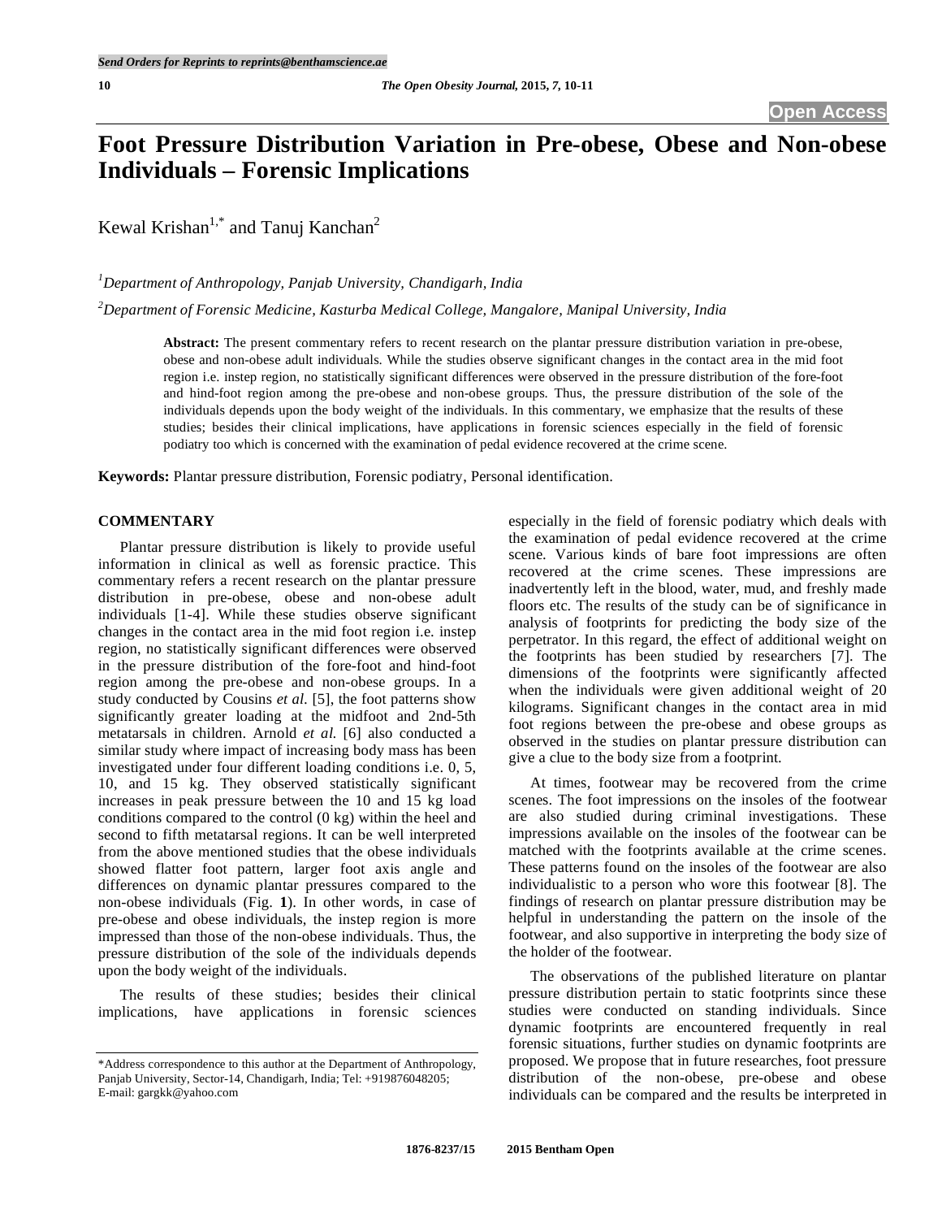# Foot Pressure Distribution Variation in Pre-obese, Obese and Non-obese Individuals – Forensic Implications

Kewal Krishan[1,*] and Tanuj Kanchan[2]

[1]*Department of Anthropology, Panjab University, Chandigarh, India*

[2]*Department of Forensic Medicine, Kasturba Medical College, Mangalore, Manipal University, India*

**Abstract:** The present commentary refers to recent research on the plantar pressure distribution variation in pre-obese, obese and non-obese adult individuals. While the studies observe significant changes in the contact area in the mid foot region i.e. instep region, no statistically significant differences were observed in the pressure distribution of the fore-foot and hind-foot region among the pre-obese and non-obese groups. Thus, the pressure distribution of the sole of the individuals depends upon the body weight of the individuals. In this commentary, we emphasize that the results of these studies; besides their clinical implications, have applications in forensic sciences especially in the field of forensic podiatry too which is concerned with the examination of pedal evidence recovered at the crime scene.

**Keywords:** Plantar pressure distribution, Forensic podiatry, Personal identification.

## COMMENTARY

Plantar pressure distribution is likely to provide useful information in clinical as well as forensic practice. This commentary refers a recent research on the plantar pressure distribution in pre-obese, obese and non-obese adult individuals [1-4]. While these studies observe significant changes in the contact area in the mid foot region i.e. instep region, no statistically significant differences were observed in the pressure distribution of the fore-foot and hind-foot region among the pre-obese and non-obese groups. In a study conducted by Cousins *et al.* [5], the foot patterns show significantly greater loading at the midfoot and 2nd-5th metatarsals in children. Arnold *et al.* [6] also conducted a similar study where impact of increasing body mass has been investigated under four different loading conditions i.e. 0, 5, 10, and 15 kg. They observed statistically significant increases in peak pressure between the 10 and 15 kg load conditions compared to the control (0 kg) within the heel and second to fifth metatarsal regions. It can be well interpreted from the above mentioned studies that the obese individuals showed flatter foot pattern, larger foot axis angle and differences on dynamic plantar pressures compared to the non-obese individuals (Fig. **1**). In other words, in case of pre-obese and obese individuals, the instep region is more impressed than those of the non-obese individuals. Thus, the pressure distribution of the sole of the individuals depends upon the body weight of the individuals.

The results of these studies; besides their clinical implications, have applications in forensic sciences especially in the field of forensic podiatry which deals with the examination of pedal evidence recovered at the crime scene. Various kinds of bare foot impressions are often recovered at the crime scenes. These impressions are inadvertently left in the blood, water, mud, and freshly made floors etc. The results of the study can be of significance in analysis of footprints for predicting the body size of the perpetrator. In this regard, the effect of additional weight on the footprints has been studied by researchers [7]. The dimensions of the footprints were significantly affected when the individuals were given additional weight of 20 kilograms. Significant changes in the contact area in mid foot regions between the pre-obese and obese groups as observed in the studies on plantar pressure distribution can give a clue to the body size from a footprint.

At times, footwear may be recovered from the crime scenes. The foot impressions on the insoles of the footwear are also studied during criminal investigations. These impressions available on the insoles of the footwear can be matched with the footprints available at the crime scenes. These patterns found on the insoles of the footwear are also individualistic to a person who wore this footwear [8]. The findings of research on plantar pressure distribution may be helpful in understanding the pattern on the insole of the footwear, and also supportive in interpreting the body size of the holder of the footwear.

The observations of the published literature on plantar pressure distribution pertain to static footprints since these studies were conducted on standing individuals. Since dynamic footprints are encountered frequently in real forensic situations, further studies on dynamic footprints are proposed. We propose that in future researches, foot pressure distribution of the non-obese, pre-obese and obese individuals can be compared and the results be interpreted in

*Address correspondence to this author at the Department of Anthropology, Panjab University, Sector-14, Chandigarh, India; Tel: +919876048205; E-mail: gargkk@yahoo.com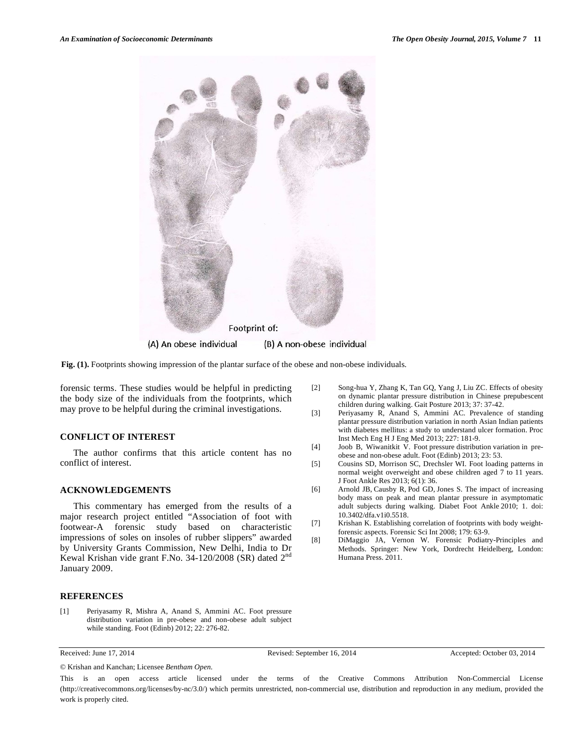Footprint of:

(A) An obese individual (B) A non-obese individual

**Fig. (1).** Footprints showing impression of the plantar surface of the obese and non-obese individuals.

forensic terms. These studies would be helpful in predicting the body size of the individuals from the footprints, which may prove to be helpful during the criminal investigations.

## CONFLICT OF INTEREST

The author confirms that this article content has no conflict of interest.

## ACKNOWLEDGEMENTS

This commentary has emerged from the results of a major research project entitled "Association of foot with footwear-A forensic study based on characteristic impressions of soles on insoles of rubber slippers" awarded by University Grants Commission, New Delhi, India to Dr Kewal Krishan vide grant F.No. 34-120/2008 (SR) dated 2nd January 2009.

## REFERENCES

[1] Periyasamy R, Mishra A, Anand S, Ammini AC. Foot pressure distribution variation in pre-obese and non-obese adult subject while standing. Foot (Edinb) 2012; 22: 276-82.

[2] Song-hua Y, Zhang K, Tan GQ, Yang J, Liu ZC. Effects of obesity on dynamic plantar pressure distribution in Chinese prepubescent children during walking. Gait Posture 2013; 37: 37-42.

[3] Periyasamy R, Anand S, Ammini AC. Prevalence of standing plantar pressure distribution variation in north Asian Indian patients with diabetes mellitus: a study to understand ulcer formation. Proc Inst Mech Eng H J Eng Med 2013; 227: 181-9.

[4] Joob B, Wiwanitkit V. Foot pressure distribution variation in pre-obese and non-obese adult. Foot (Edinb) 2013; 23: 53.

[5] Cousins SD, Morrison SC, Drechsler WI. Foot loading patterns in normal weight overweight and obese children aged 7 to 11 years. J Foot Ankle Res 2013; 6(1): 36.

[6] Arnold JB, Causby R, Pod GD, Jones S. The impact of increasing body mass on peak and mean plantar pressure in asymptomatic adult subjects during walking. Diabet Foot Ankle 2010; 1. doi: 10.3402/dfa.v1i0.5518.

[7] Krishan K. Establishing correlation of footprints with body weight-forensic aspects. Forensic Sci Int 2008; 179: 63-9.

[8] DiMaggio JA, Vernon W. Forensic Podiatry-Principles and Methods. Springer: New York, Dordrecht Heidelberg, London: Humana Press. 2011.

Received: June 17, 2014 Revised: September 16, 2014 Accepted: October 03, 2014

© Krishan and Kanchan; Licensee *Bentham Open*.

This is an open access article licensed under the terms of the Creative Commons Attribution Non-Commercial License (http://creativecommons.org/licenses/by-nc/3.0/) which permits unrestricted, non-commercial use, distribution and reproduction in any medium, provided the work is properly cited.